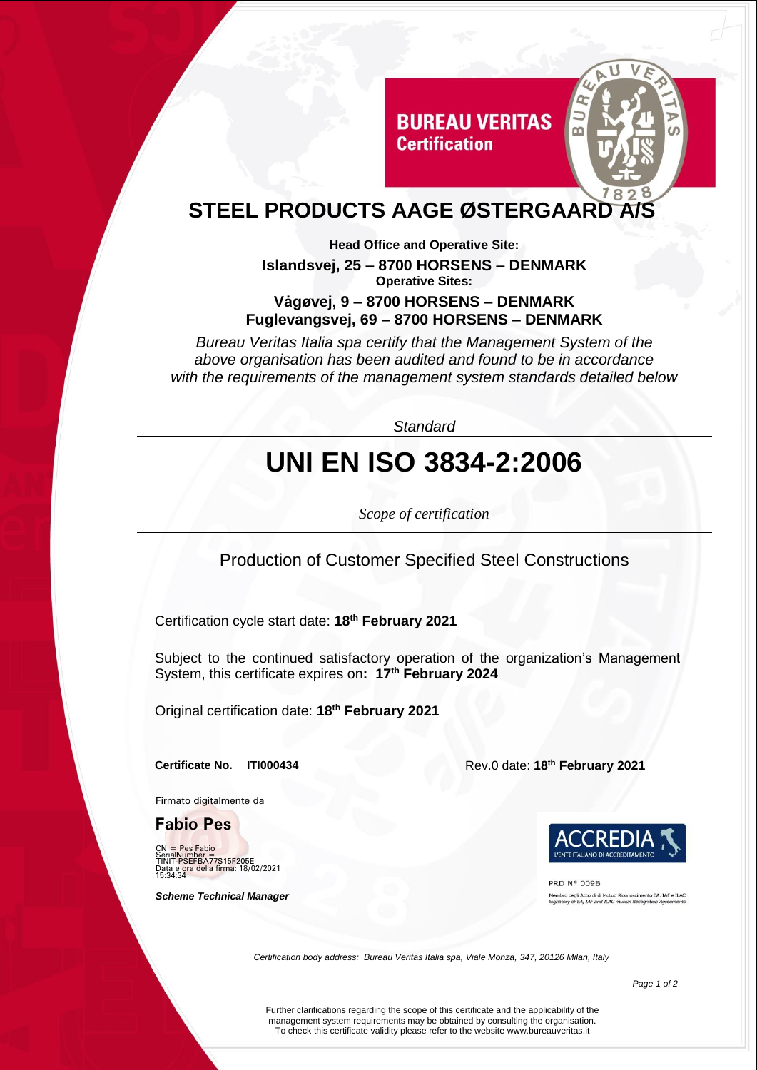BUREAU VERITAS
Certification

# STEEL PRODUCTS AAGE ØSTERGAARD A/S

**Head Office and Operative Site:**

**Islandsvej, 25 – 8700 HORSENS – DENMARK**

**Operative Sites:**

**Vågøvej, 9 – 8700 HORSENS – DENMARK**

**Fuglevangsvej, 69 – 8700 HORSENS – DENMARK**

*Bureau Veritas Italia spa certify that the Management System of the above organisation has been audited and found to be in accordance with the requirements of the management system standards detailed below*

*Standard*

# UNI EN ISO 3834-2:2006

*Scope of certification*

Production of Customer Specified Steel Constructions

Certification cycle start date: **18th February 2021**

Subject to the continued satisfactory operation of the organization's Management System, this certificate expires on**: 17th February 2024**

Original certification date: **18th February 2021**

**Certificate No. ITI000434**

Rev.0 date: **18th February 2021**

Firmato digitalmente da

**Fabio Pes**

CN = Pes Fabio
SerialNumber = TINIT-PSEFBA77S15F205E
Data e ora della firma: 18/02/2021 15:34:34

***Scheme Technical Manager***

ACCREDIA
L'ENTE ITALIANO DI ACCREDITAMENTO

PRD N° 009B

Membro degli Accordi di Mutuo Riconoscimento EA, IAF e ILAC
Signatory of EA, IAF and ILAC mutual Recognition Agreements

*Certification body address: Bureau Veritas Italia spa, Viale Monza, 347, 20126 Milan, Italy*

Further clarifications regarding the scope of this certificate and the applicability of the management system requirements may be obtained by consulting the organisation.
To check this certificate validity please refer to the website www.bureauveritas.it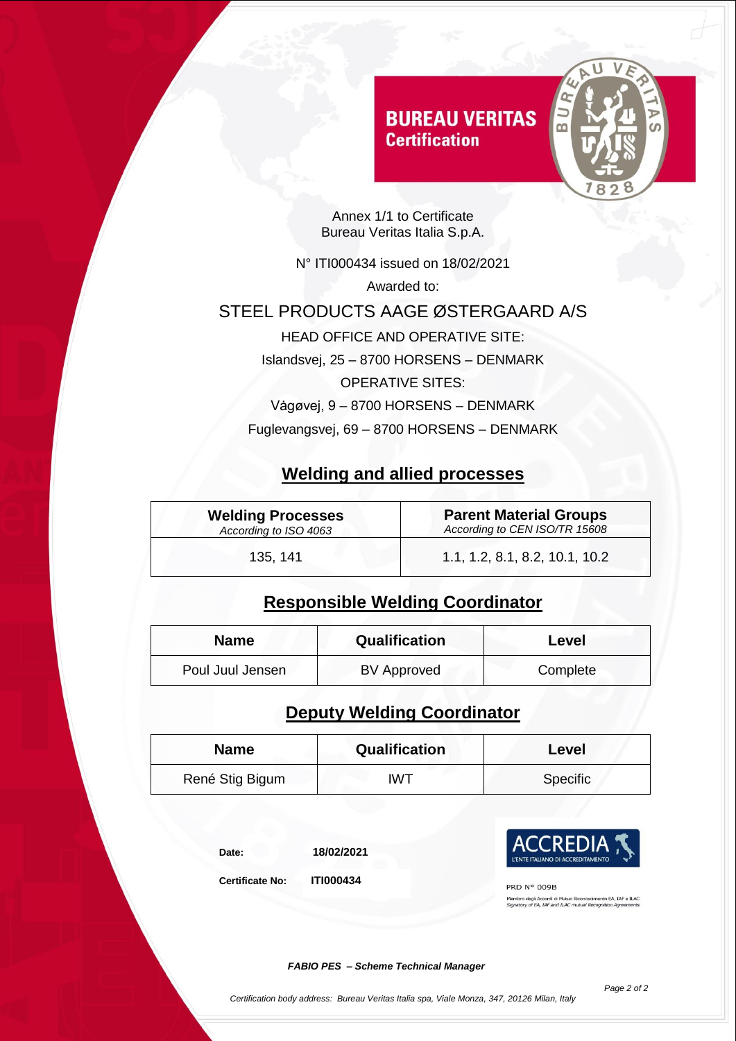BUREAU VERITAS
Certification

Annex 1/1 to Certificate
Bureau Veritas Italia S.p.A.

N° ITI000434 issued on 18/02/2021

Awarded to:

# STEEL PRODUCTS AAGE ØSTERGAARD A/S

HEAD OFFICE AND OPERATIVE SITE:

Islandsvej, 25 – 8700 HORSENS – DENMARK

OPERATIVE SITES:

Vágøvej, 9 – 8700 HORSENS – DENMARK

Fuglevangsvej, 69 – 8700 HORSENS – DENMARK

## Welding and allied processes

| **Welding Processes** *According to ISO 4063* | **Parent Material Groups** *According to CEN ISO/TR 15608* |
|---|---|
| 135, 141 | 1.1, 1.2, 8.1, 8.2, 10.1, 10.2 |

## Responsible Welding Coordinator

| Name | Qualification | Level |
|---|---|---|
| Poul Juul Jensen | BV Approved | Complete |

## Deputy Welding Coordinator

| Name | Qualification | Level |
|---|---|---|
| René Stig Bigum | IWT | Specific |

**Date:** **18/02/2021**

**Certificate No:** **ITI000434**

ACCREDIA
L'ENTE ITALIANO DI ACCREDITAMENTO

PRD N° 009B

Membro degli Accordi di Mutuo Riconoscimento EA, IAF e ILAC
Signatory of EA, IAF and ILAC mutual Recognition Agreements

***FABIO PES – Scheme Technical Manager***

*Certification body address: Bureau Veritas Italia spa, Viale Monza, 347, 20126 Milan, Italy*